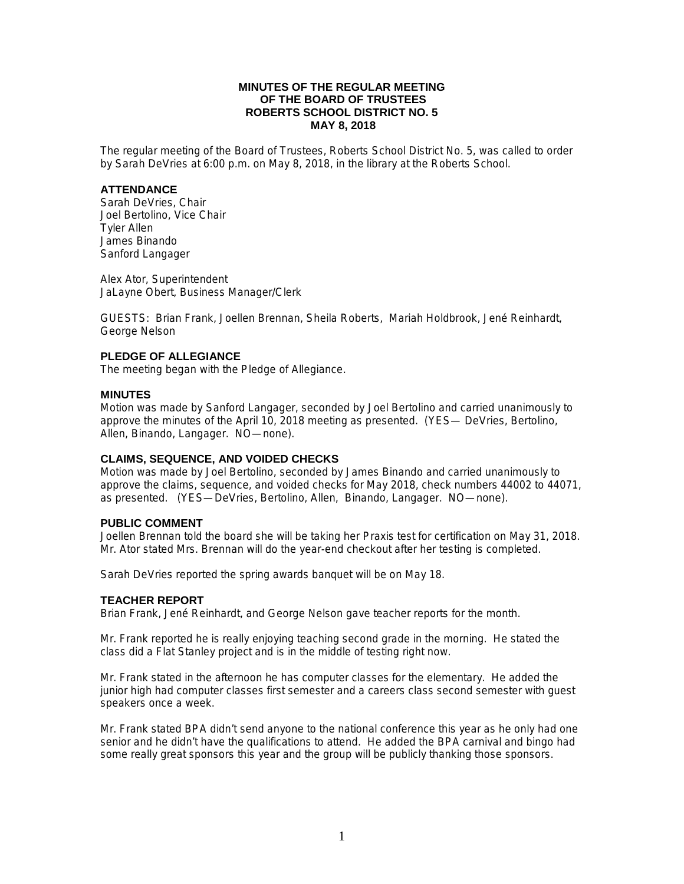# MINUTES OF THE REGULAR MEETING OF THE BOARD OF TRUSTEES ROBERTS SCHOOL DISTRICT NO. 5 MAY 8, 2018

The regular meeting of the Board of Trustees, Roberts School District No. 5, was called to order by Sarah DeVries at 6:00 p.m. on May 8, 2018, in the library at the Roberts School.

## ATTENDANCE

Sarah DeVries, Chair
Joel Bertolino, Vice Chair
Tyler Allen
James Binando
Sanford Langager

Alex Ator, Superintendent
JaLayne Obert, Business Manager/Clerk

GUESTS: Brian Frank, Joellen Brennan, Sheila Roberts, Mariah Holdbrook, Jené Reinhardt, George Nelson

## PLEDGE OF ALLEGIANCE

The meeting began with the Pledge of Allegiance.

## MINUTES

Motion was made by Sanford Langager, seconded by Joel Bertolino and carried unanimously to approve the minutes of the April 10, 2018 meeting as presented. (YES— DeVries, Bertolino, Allen, Binando, Langager. NO—none).

## CLAIMS, SEQUENCE, AND VOIDED CHECKS

Motion was made by Joel Bertolino, seconded by James Binando and carried unanimously to approve the claims, sequence, and voided checks for May 2018, check numbers 44002 to 44071, as presented. (YES—DeVries, Bertolino, Allen, Binando, Langager. NO—none).

## PUBLIC COMMENT

Joellen Brennan told the board she will be taking her Praxis test for certification on May 31, 2018. Mr. Ator stated Mrs. Brennan will do the year-end checkout after her testing is completed.

Sarah DeVries reported the spring awards banquet will be on May 18.

## TEACHER REPORT

Brian Frank, Jené Reinhardt, and George Nelson gave teacher reports for the month.

Mr. Frank reported he is really enjoying teaching second grade in the morning. He stated the class did a Flat Stanley project and is in the middle of testing right now.

Mr. Frank stated in the afternoon he has computer classes for the elementary. He added the junior high had computer classes first semester and a careers class second semester with guest speakers once a week.

Mr. Frank stated BPA didn't send anyone to the national conference this year as he only had one senior and he didn't have the qualifications to attend. He added the BPA carnival and bingo had some really great sponsors this year and the group will be publicly thanking those sponsors.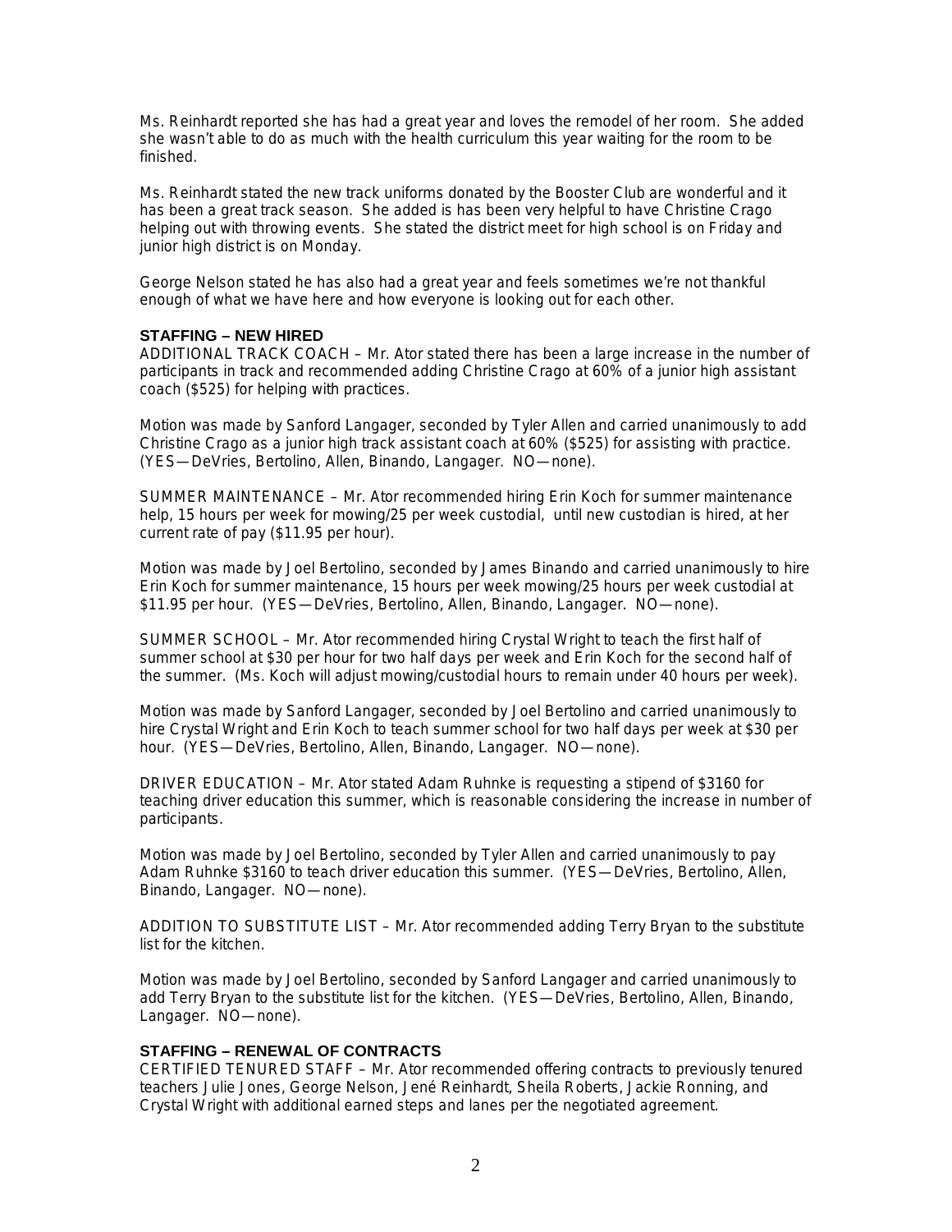Ms. Reinhardt reported she has had a great year and loves the remodel of her room. She added she wasn't able to do as much with the health curriculum this year waiting for the room to be finished.

Ms. Reinhardt stated the new track uniforms donated by the Booster Club are wonderful and it has been a great track season. She added is has been very helpful to have Christine Crago helping out with throwing events. She stated the district meet for high school is on Friday and junior high district is on Monday.

George Nelson stated he has also had a great year and feels sometimes we're not thankful enough of what we have here and how everyone is looking out for each other.

**STAFFING – NEW HIRED**

ADDITIONAL TRACK COACH – Mr. Ator stated there has been a large increase in the number of participants in track and recommended adding Christine Crago at 60% of a junior high assistant coach ($525) for helping with practices.

Motion was made by Sanford Langager, seconded by Tyler Allen and carried unanimously to add Christine Crago as a junior high track assistant coach at 60% ($525) for assisting with practice. (YES—DeVries, Bertolino, Allen, Binando, Langager. NO—none).

SUMMER MAINTENANCE – Mr. Ator recommended hiring Erin Koch for summer maintenance help, 15 hours per week for mowing/25 per week custodial, until new custodian is hired, at her current rate of pay ($11.95 per hour).

Motion was made by Joel Bertolino, seconded by James Binando and carried unanimously to hire Erin Koch for summer maintenance, 15 hours per week mowing/25 hours per week custodial at $11.95 per hour. (YES—DeVries, Bertolino, Allen, Binando, Langager. NO—none).

SUMMER SCHOOL – Mr. Ator recommended hiring Crystal Wright to teach the first half of summer school at $30 per hour for two half days per week and Erin Koch for the second half of the summer. (Ms. Koch will adjust mowing/custodial hours to remain under 40 hours per week).

Motion was made by Sanford Langager, seconded by Joel Bertolino and carried unanimously to hire Crystal Wright and Erin Koch to teach summer school for two half days per week at $30 per hour. (YES—DeVries, Bertolino, Allen, Binando, Langager. NO—none).

DRIVER EDUCATION – Mr. Ator stated Adam Ruhnke is requesting a stipend of $3160 for teaching driver education this summer, which is reasonable considering the increase in number of participants.

Motion was made by Joel Bertolino, seconded by Tyler Allen and carried unanimously to pay Adam Ruhnke $3160 to teach driver education this summer. (YES—DeVries, Bertolino, Allen, Binando, Langager. NO—none).

ADDITION TO SUBSTITUTE LIST – Mr. Ator recommended adding Terry Bryan to the substitute list for the kitchen.

Motion was made by Joel Bertolino, seconded by Sanford Langager and carried unanimously to add Terry Bryan to the substitute list for the kitchen. (YES—DeVries, Bertolino, Allen, Binando, Langager. NO—none).

**STAFFING – RENEWAL OF CONTRACTS**

CERTIFIED TENURED STAFF – Mr. Ator recommended offering contracts to previously tenured teachers Julie Jones, George Nelson, Jené Reinhardt, Sheila Roberts, Jackie Ronning, and Crystal Wright with additional earned steps and lanes per the negotiated agreement.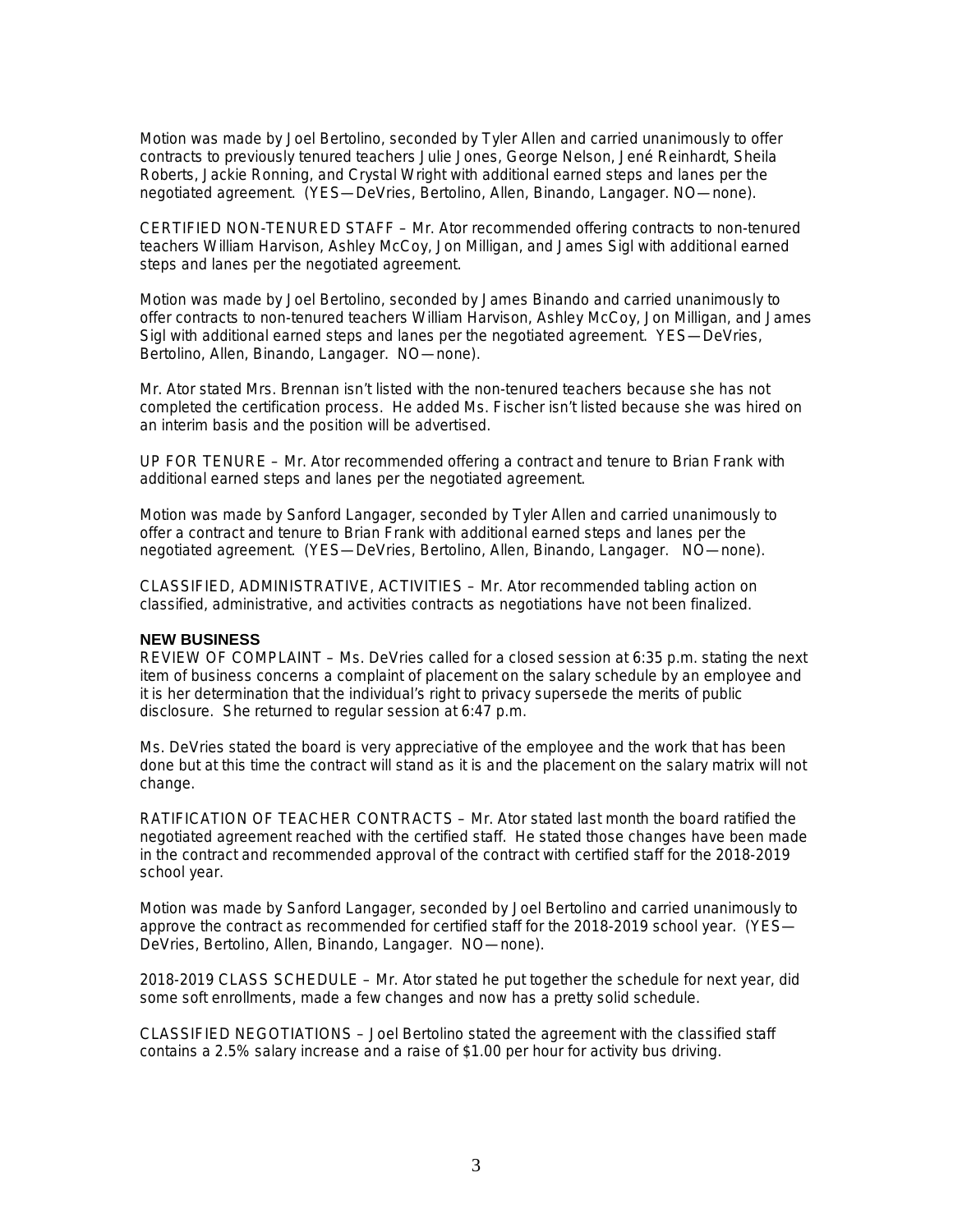Motion was made by Joel Bertolino, seconded by Tyler Allen and carried unanimously to offer contracts to previously tenured teachers Julie Jones, George Nelson, Jené Reinhardt, Sheila Roberts, Jackie Ronning, and Crystal Wright with additional earned steps and lanes per the negotiated agreement. (YES—DeVries, Bertolino, Allen, Binando, Langager. NO—none).

CERTIFIED NON-TENURED STAFF – Mr. Ator recommended offering contracts to non-tenured teachers William Harvison, Ashley McCoy, Jon Milligan, and James Sigl with additional earned steps and lanes per the negotiated agreement.

Motion was made by Joel Bertolino, seconded by James Binando and carried unanimously to offer contracts to non-tenured teachers William Harvison, Ashley McCoy, Jon Milligan, and James Sigl with additional earned steps and lanes per the negotiated agreement. YES—DeVries, Bertolino, Allen, Binando, Langager. NO—none).

Mr. Ator stated Mrs. Brennan isn't listed with the non-tenured teachers because she has not completed the certification process. He added Ms. Fischer isn't listed because she was hired on an interim basis and the position will be advertised.

UP FOR TENURE – Mr. Ator recommended offering a contract and tenure to Brian Frank with additional earned steps and lanes per the negotiated agreement.

Motion was made by Sanford Langager, seconded by Tyler Allen and carried unanimously to offer a contract and tenure to Brian Frank with additional earned steps and lanes per the negotiated agreement. (YES—DeVries, Bertolino, Allen, Binando, Langager. NO—none).

CLASSIFIED, ADMINISTRATIVE, ACTIVITIES – Mr. Ator recommended tabling action on classified, administrative, and activities contracts as negotiations have not been finalized.

**NEW BUSINESS**

REVIEW OF COMPLAINT – Ms. DeVries called for a closed session at 6:35 p.m. stating the next item of business concerns a complaint of placement on the salary schedule by an employee and it is her determination that the individual's right to privacy supersede the merits of public disclosure. She returned to regular session at 6:47 p.m.

Ms. DeVries stated the board is very appreciative of the employee and the work that has been done but at this time the contract will stand as it is and the placement on the salary matrix will not change.

RATIFICATION OF TEACHER CONTRACTS – Mr. Ator stated last month the board ratified the negotiated agreement reached with the certified staff. He stated those changes have been made in the contract and recommended approval of the contract with certified staff for the 2018-2019 school year.

Motion was made by Sanford Langager, seconded by Joel Bertolino and carried unanimously to approve the contract as recommended for certified staff for the 2018-2019 school year. (YES—DeVries, Bertolino, Allen, Binando, Langager. NO—none).

2018-2019 CLASS SCHEDULE – Mr. Ator stated he put together the schedule for next year, did some soft enrollments, made a few changes and now has a pretty solid schedule.

CLASSIFIED NEGOTIATIONS – Joel Bertolino stated the agreement with the classified staff contains a 2.5% salary increase and a raise of $1.00 per hour for activity bus driving.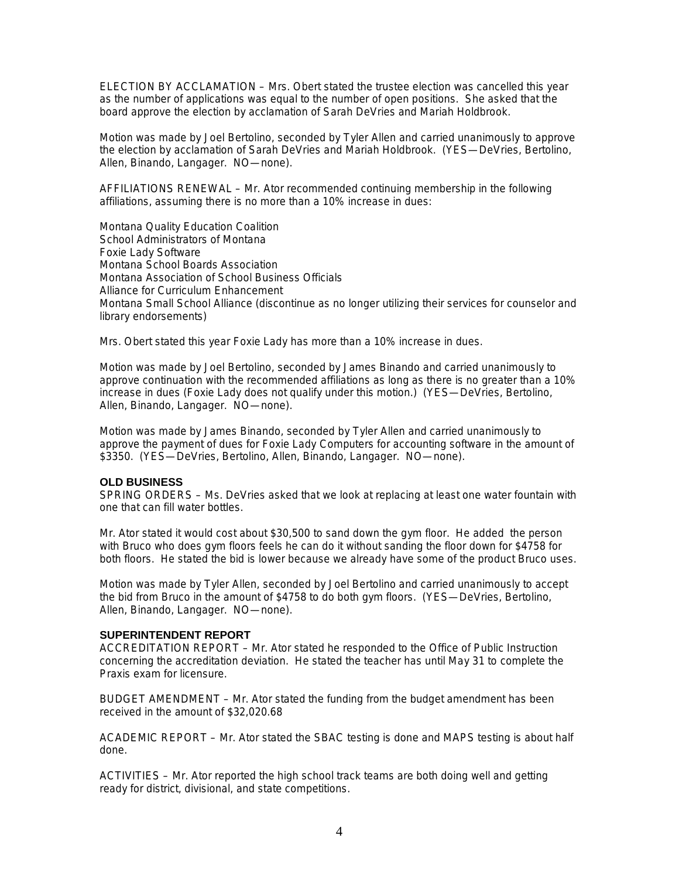ELECTION BY ACCLAMATION – Mrs. Obert stated the trustee election was cancelled this year as the number of applications was equal to the number of open positions. She asked that the board approve the election by acclamation of Sarah DeVries and Mariah Holdbrook.

Motion was made by Joel Bertolino, seconded by Tyler Allen and carried unanimously to approve the election by acclamation of Sarah DeVries and Mariah Holdbrook. (YES—DeVries, Bertolino, Allen, Binando, Langager. NO—none).

AFFILIATIONS RENEWAL – Mr. Ator recommended continuing membership in the following affiliations, assuming there is no more than a 10% increase in dues:

Montana Quality Education Coalition
School Administrators of Montana
Foxie Lady Software
Montana School Boards Association
Montana Association of School Business Officials
Alliance for Curriculum Enhancement
Montana Small School Alliance (discontinue as no longer utilizing their services for counselor and library endorsements)

Mrs. Obert stated this year Foxie Lady has more than a 10% increase in dues.

Motion was made by Joel Bertolino, seconded by James Binando and carried unanimously to approve continuation with the recommended affiliations as long as there is no greater than a 10% increase in dues (Foxie Lady does not qualify under this motion.) (YES—DeVries, Bertolino, Allen, Binando, Langager. NO—none).

Motion was made by James Binando, seconded by Tyler Allen and carried unanimously to approve the payment of dues for Foxie Lady Computers for accounting software in the amount of $3350. (YES—DeVries, Bertolino, Allen, Binando, Langager. NO—none).

**OLD BUSINESS**

SPRING ORDERS – Ms. DeVries asked that we look at replacing at least one water fountain with one that can fill water bottles.

Mr. Ator stated it would cost about $30,500 to sand down the gym floor. He added the person with Bruco who does gym floors feels he can do it without sanding the floor down for $4758 for both floors. He stated the bid is lower because we already have some of the product Bruco uses.

Motion was made by Tyler Allen, seconded by Joel Bertolino and carried unanimously to accept the bid from Bruco in the amount of $4758 to do both gym floors. (YES—DeVries, Bertolino, Allen, Binando, Langager. NO—none).

**SUPERINTENDENT REPORT**

ACCREDITATION REPORT – Mr. Ator stated he responded to the Office of Public Instruction concerning the accreditation deviation. He stated the teacher has until May 31 to complete the Praxis exam for licensure.

BUDGET AMENDMENT – Mr. Ator stated the funding from the budget amendment has been received in the amount of $32,020.68

ACADEMIC REPORT – Mr. Ator stated the SBAC testing is done and MAPS testing is about half done.

ACTIVITIES – Mr. Ator reported the high school track teams are both doing well and getting ready for district, divisional, and state competitions.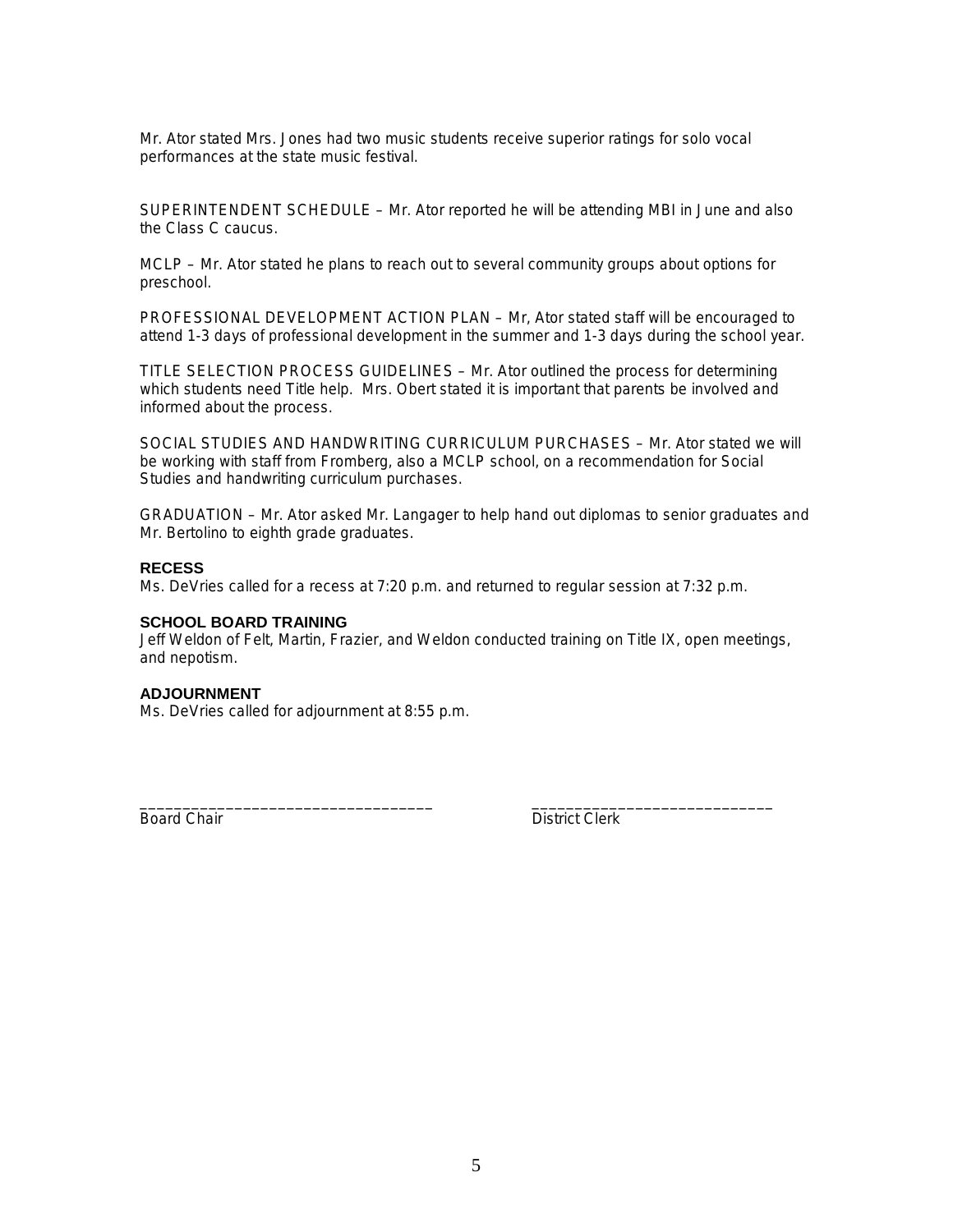Mr. Ator stated Mrs. Jones had two music students receive superior ratings for solo vocal performances at the state music festival.

SUPERINTENDENT SCHEDULE – Mr. Ator reported he will be attending MBI in June and also the Class C caucus.

MCLP – Mr. Ator stated he plans to reach out to several community groups about options for preschool.

PROFESSIONAL DEVELOPMENT ACTION PLAN – Mr, Ator stated staff will be encouraged to attend 1-3 days of professional development in the summer and 1-3 days during the school year.

TITLE SELECTION PROCESS GUIDELINES – Mr. Ator outlined the process for determining which students need Title help. Mrs. Obert stated it is important that parents be involved and informed about the process.

SOCIAL STUDIES AND HANDWRITING CURRICULUM PURCHASES – Mr. Ator stated we will be working with staff from Fromberg, also a MCLP school, on a recommendation for Social Studies and handwriting curriculum purchases.

GRADUATION – Mr. Ator asked Mr. Langager to help hand out diplomas to senior graduates and Mr. Bertolino to eighth grade graduates.

**RECESS**

Ms. DeVries called for a recess at 7:20 p.m. and returned to regular session at 7:32 p.m.

**SCHOOL BOARD TRAINING**

Jeff Weldon of Felt, Martin, Frazier, and Weldon conducted training on Title IX, open meetings, and nepotism.

**ADJOURNMENT**

Ms. DeVries called for adjournment at 8:55 p.m.

___________________________________ ____________________________

Board Chair District Clerk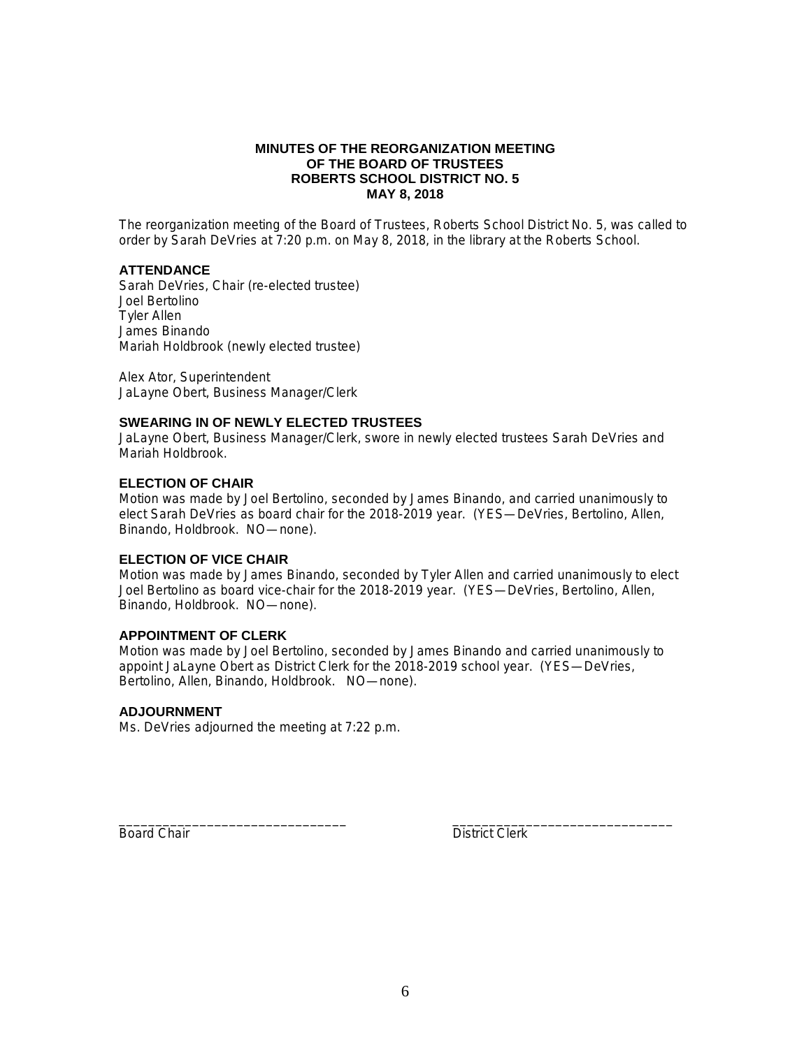**MINUTES OF THE REORGANIZATION MEETING**
**OF THE BOARD OF TRUSTEES**
**ROBERTS SCHOOL DISTRICT NO. 5**
**MAY 8, 2018**

The reorganization meeting of the Board of Trustees, Roberts School District No. 5, was called to order by Sarah DeVries at 7:20 p.m. on May 8, 2018, in the library at the Roberts School.

### ATTENDANCE

Sarah DeVries, Chair (re-elected trustee)
Joel Bertolino
Tyler Allen
James Binando
Mariah Holdbrook (newly elected trustee)

Alex Ator, Superintendent
JaLayne Obert, Business Manager/Clerk

### SWEARING IN OF NEWLY ELECTED TRUSTEES

JaLayne Obert, Business Manager/Clerk, swore in newly elected trustees Sarah DeVries and Mariah Holdbrook.

### ELECTION OF CHAIR

Motion was made by Joel Bertolino, seconded by James Binando, and carried unanimously to elect Sarah DeVries as board chair for the 2018-2019 year. (YES—DeVries, Bertolino, Allen, Binando, Holdbrook. NO—none).

### ELECTION OF VICE CHAIR

Motion was made by James Binando, seconded by Tyler Allen and carried unanimously to elect Joel Bertolino as board vice-chair for the 2018-2019 year. (YES—DeVries, Bertolino, Allen, Binando, Holdbrook. NO—none).

### APPOINTMENT OF CLERK

Motion was made by Joel Bertolino, seconded by James Binando and carried unanimously to appoint JaLayne Obert as District Clerk for the 2018-2019 school year. (YES—DeVries, Bertolino, Allen, Binando, Holdbrook. NO—none).

### ADJOURNMENT

Ms. DeVries adjourned the meeting at 7:22 p.m.

_______________________________ Board Chair

_______________________________ District Clerk